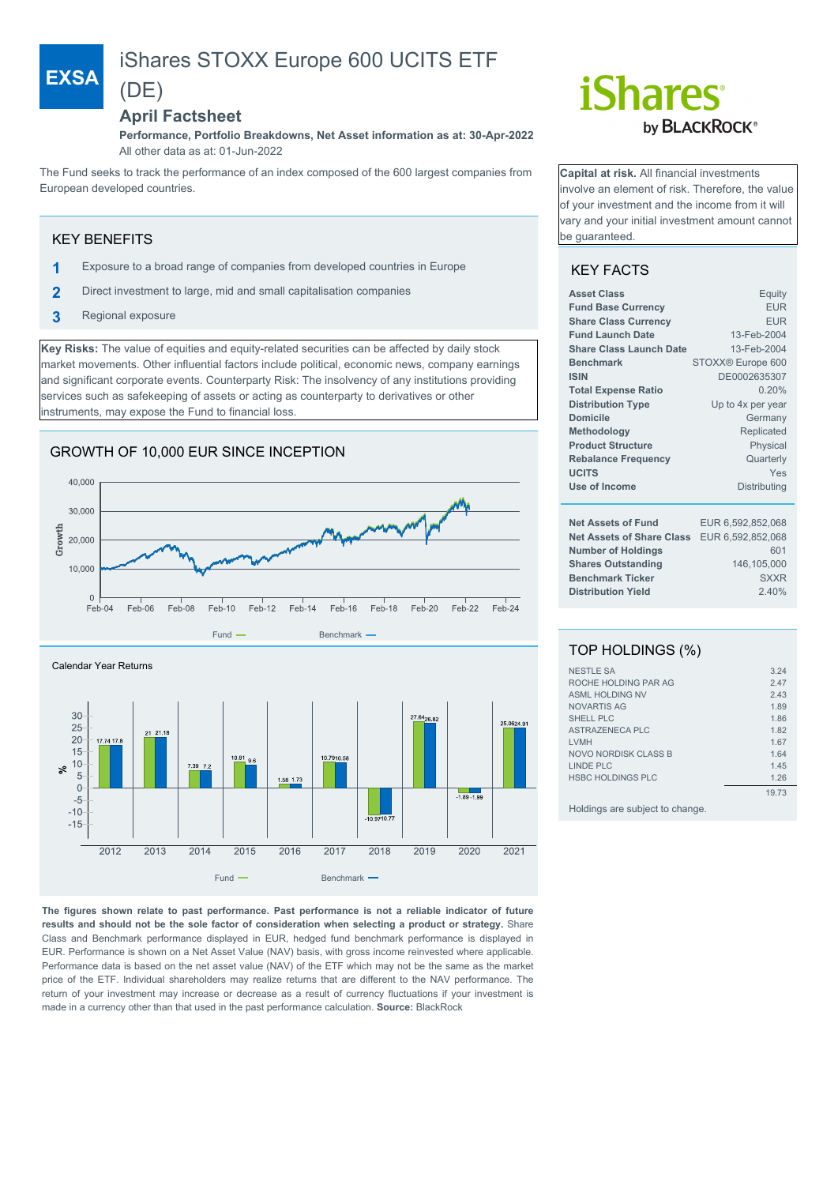EXSA

# iShares STOXX Europe 600 UCITS ETF (DE)

## April Factsheet

**Performance, Portfolio Breakdowns, Net Asset information as at: 30-Apr-2022**
All other data as at: 01-Jun-2022

The Fund seeks to track the performance of an index composed of the 600 largest companies from European developed countries.

**Capital at risk.** All financial investments involve an element of risk. Therefore, the value of your investment and the income from it will vary and your initial investment amount cannot be guaranteed.

### KEY BENEFITS

1. Exposure to a broad range of companies from developed countries in Europe
2. Direct investment to large, mid and small capitalisation companies
3. Regional exposure

**Key Risks:** The value of equities and equity-related securities can be affected by daily stock market movements. Other influential factors include political, economic news, company earnings and significant corporate events. Counterparty Risk: The insolvency of any institutions providing services such as safekeeping of assets or acting as counterparty to derivatives or other instruments, may expose the Fund to financial loss.

### GROWTH OF 10,000 EUR SINCE INCEPTION

Fund — Benchmark —

### Calendar Year Returns

| | 2012 | 2013 | 2014 | 2015 | 2016 | 2017 | 2018 | 2019 | 2020 | 2021 |
|---|---|---|---|---|---|---|---|---|---|---|
| Fund | 17.74 | 21 | 7.39 | 10.81 | 1.58 | 10.79 | -10.97 | 27.64 | -1.89 | 25.06 |
| Benchmark | 17.8 | 21.18 | 7.2 | 9.6 | 1.73 | 10.58 | -10.77 | 26.82 | -1.99 | 24.91 |

**The figures shown relate to past performance. Past performance is not a reliable indicator of future results and should not be the sole factor of consideration when selecting a product or strategy.** Share Class and Benchmark performance displayed in EUR, hedged fund benchmark performance is displayed in EUR. Performance is shown on a Net Asset Value (NAV) basis, with gross income reinvested where applicable. Performance data is based on the net asset value (NAV) of the ETF which may not be the same as the market price of the ETF. Individual shareholders may realize returns that are different to the NAV performance. The return of your investment may increase or decrease as a result of currency fluctuations if your investment is made in a currency other than that used in the past performance calculation. **Source:** BlackRock

### KEY FACTS

| | |
|---|---|
| **Asset Class** | Equity |
| **Fund Base Currency** | EUR |
| **Share Class Currency** | EUR |
| **Fund Launch Date** | 13-Feb-2004 |
| **Share Class Launch Date** | 13-Feb-2004 |
| **Benchmark** | STOXX® Europe 600 |
| **ISIN** | DE0002635307 |
| **Total Expense Ratio** | 0.20% |
| **Distribution Type** | Up to 4x per year |
| **Domicile** | Germany |
| **Methodology** | Replicated |
| **Product Structure** | Physical |
| **Rebalance Frequency** | Quarterly |
| **UCITS** | Yes |
| **Use of Income** | Distributing |

| | |
|---|---|
| **Net Assets of Fund** | EUR 6,592,852,068 |
| **Net Assets of Share Class** | EUR 6,592,852,068 |
| **Number of Holdings** | 601 |
| **Shares Outstanding** | 146,105,000 |
| **Benchmark Ticker** | SXXR |
| **Distribution Yield** | 2.40% |

### TOP HOLDINGS (%)

| | |
|---|---|
| NESTLE SA | 3.24 |
| ROCHE HOLDING PAR AG | 2.47 |
| ASML HOLDING NV | 2.43 |
| NOVARTIS AG | 1.89 |
| SHELL PLC | 1.86 |
| ASTRAZENECA PLC | 1.82 |
| LVMH | 1.67 |
| NOVO NORDISK CLASS B | 1.64 |
| LINDE PLC | 1.45 |
| HSBC HOLDINGS PLC | 1.26 |
| | 19.73 |

Holdings are subject to change.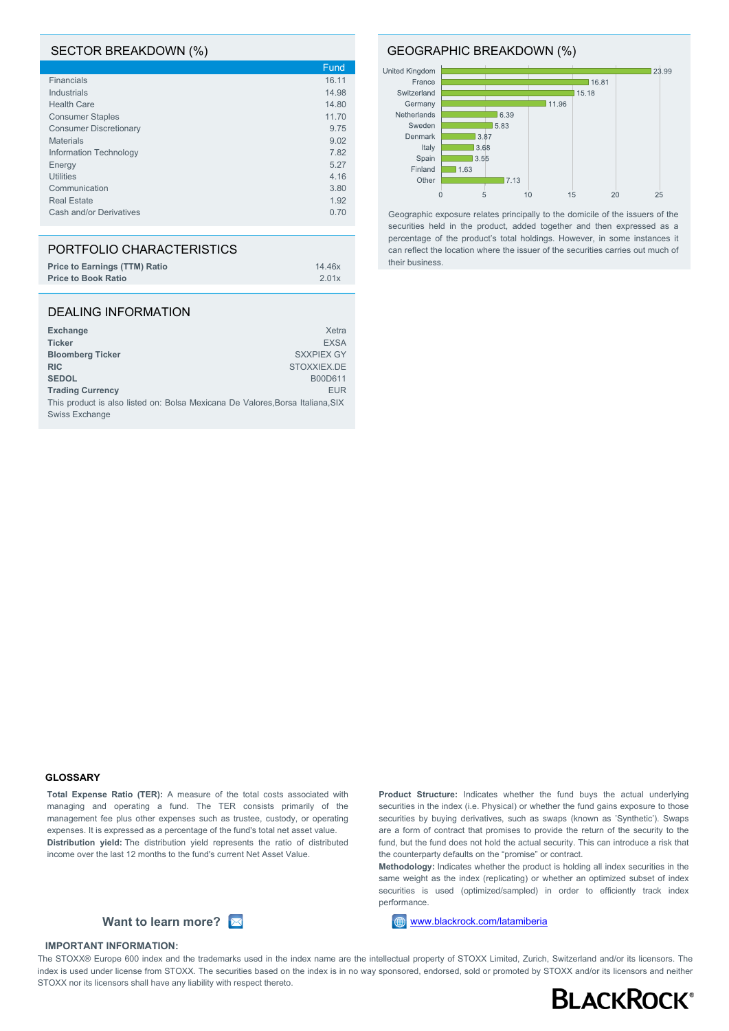## SECTOR BREAKDOWN (%)

| | Fund |
|---|---|
| Financials | 16.11 |
| Industrials | 14.98 |
| Health Care | 14.80 |
| Consumer Staples | 11.70 |
| Consumer Discretionary | 9.75 |
| Materials | 9.02 |
| Information Technology | 7.82 |
| Energy | 5.27 |
| Utilities | 4.16 |
| Communication | 3.80 |
| Real Estate | 1.92 |
| Cash and/or Derivatives | 0.70 |

## PORTFOLIO CHARACTERISTICS

| | |
|---|---|
| **Price to Earnings (TTM) Ratio** | 14.46x |
| **Price to Book Ratio** | 2.01x |

## DEALING INFORMATION

| | |
|---|---|
| **Exchange** | Xetra |
| **Ticker** | EXSA |
| **Bloomberg Ticker** | SXXPIEX GY |
| **RIC** | STOXXIEX.DE |
| **SEDOL** | B00D611 |
| **Trading Currency** | EUR |

This product is also listed on: Bolsa Mexicana De Valores,Borsa Italiana,SIX Swiss Exchange

## GEOGRAPHIC BREAKDOWN (%)

| Country | % |
|---|---|
| United Kingdom | 23.99 |
| France | 16.81 |
| Switzerland | 15.18 |
| Germany | 11.96 |
| Netherlands | 6.39 |
| Sweden | 5.83 |
| Denmark | 3.87 |
| Italy | 3.68 |
| Spain | 3.55 |
| Finland | 1.63 |
| Other | 7.13 |

Geographic exposure relates principally to the domicile of the issuers of the securities held in the product, added together and then expressed as a percentage of the product's total holdings. However, in some instances it can reflect the location where the issuer of the securities carries out much of their business.

### GLOSSARY

**Total Expense Ratio (TER):** A measure of the total costs associated with managing and operating a fund. The TER consists primarily of the management fee plus other expenses such as trustee, custody, or operating expenses. It is expressed as a percentage of the fund's total net asset value.

**Distribution yield:** The distribution yield represents the ratio of distributed income over the last 12 months to the fund's current Net Asset Value.

**Product Structure:** Indicates whether the fund buys the actual underlying securities in the index (i.e. Physical) or whether the fund gains exposure to those securities by buying derivatives, such as swaps (known as 'Synthetic'). Swaps are a form of contract that promises to provide the return of the security to the fund, but the fund does not hold the actual security. This can introduce a risk that the counterparty defaults on the "promise" or contract.

**Methodology:** Indicates whether the product is holding all index securities in the same weight as the index (replicating) or whether an optimized subset of index securities is used (optimized/sampled) in order to efficiently track index performance.

**Want to learn more?** www.blackrock.com/latamiberia

### IMPORTANT INFORMATION:

The STOXX® Europe 600 index and the trademarks used in the index name are the intellectual property of STOXX Limited, Zurich, Switzerland and/or its licensors. The index is used under license from STOXX. The securities based on the index is in no way sponsored, endorsed, sold or promoted by STOXX and/or its licensors and neither STOXX nor its licensors shall have any liability with respect thereto.

BLACKROCK®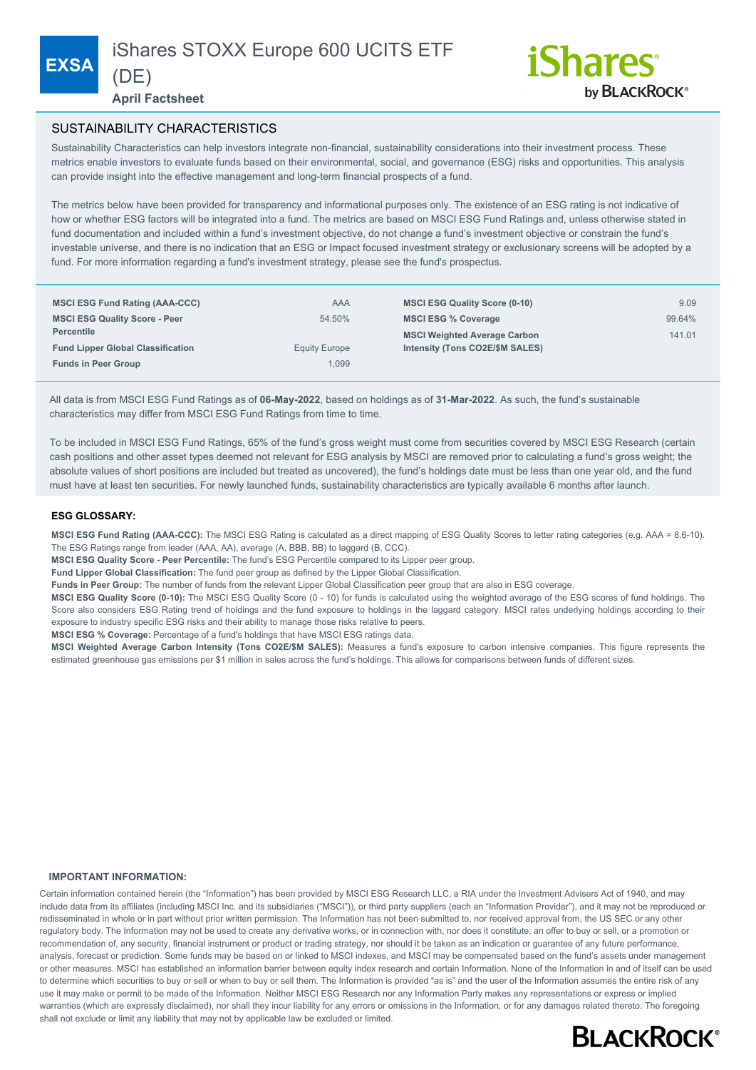EXSA

# iShares STOXX Europe 600 UCITS ETF (DE)

**April Factsheet**

## SUSTAINABILITY CHARACTERISTICS

Sustainability Characteristics can help investors integrate non-financial, sustainability considerations into their investment process. These metrics enable investors to evaluate funds based on their environmental, social, and governance (ESG) risks and opportunities. This analysis can provide insight into the effective management and long-term financial prospects of a fund.

The metrics below have been provided for transparency and informational purposes only. The existence of an ESG rating is not indicative of how or whether ESG factors will be integrated into a fund. The metrics are based on MSCI ESG Fund Ratings and, unless otherwise stated in fund documentation and included within a fund's investment objective, do not change a fund's investment objective or constrain the fund's investable universe, and there is no indication that an ESG or Impact focused investment strategy or exclusionary screens will be adopted by a fund. For more information regarding a fund's investment strategy, please see the fund's prospectus.

| | | | |
|---|---|---|---|
| **MSCI ESG Fund Rating (AAA-CCC)** | AAA | **MSCI ESG Quality Score (0-10)** | 9.09 |
| **MSCI ESG Quality Score - Peer Percentile** | 54.50% | **MSCI ESG % Coverage** | 99.64% |
| **Fund Lipper Global Classification** | Equity Europe | **MSCI Weighted Average Carbon Intensity (Tons CO2E/$M SALES)** | 141.01 |
| **Funds in Peer Group** | 1,099 | | |

All data is from MSCI ESG Fund Ratings as of **06-May-2022**, based on holdings as of **31-Mar-2022**. As such, the fund's sustainable characteristics may differ from MSCI ESG Fund Ratings from time to time.

To be included in MSCI ESG Fund Ratings, 65% of the fund's gross weight must come from securities covered by MSCI ESG Research (certain cash positions and other asset types deemed not relevant for ESG analysis by MSCI are removed prior to calculating a fund's gross weight; the absolute values of short positions are included but treated as uncovered), the fund's holdings date must be less than one year old, and the fund must have at least ten securities. For newly launched funds, sustainability characteristics are typically available 6 months after launch.

### ESG GLOSSARY:

**MSCI ESG Fund Rating (AAA-CCC):** The MSCI ESG Rating is calculated as a direct mapping of ESG Quality Scores to letter rating categories (e.g. AAA = 8.6-10). The ESG Ratings range from leader (AAA, AA), average (A, BBB, BB) to laggard (B, CCC).

**MSCI ESG Quality Score - Peer Percentile:** The fund's ESG Percentile compared to its Lipper peer group.

**Fund Lipper Global Classification:** The fund peer group as defined by the Lipper Global Classification.

**Funds in Peer Group:** The number of funds from the relevant Lipper Global Classification peer group that are also in ESG coverage.

**MSCI ESG Quality Score (0-10):** The MSCI ESG Quality Score (0 - 10) for funds is calculated using the weighted average of the ESG scores of fund holdings. The Score also considers ESG Rating trend of holdings and the fund exposure to holdings in the laggard category. MSCI rates underlying holdings according to their exposure to industry specific ESG risks and their ability to manage those risks relative to peers.

**MSCI ESG % Coverage:** Percentage of a fund's holdings that have MSCI ESG ratings data.

**MSCI Weighted Average Carbon Intensity (Tons CO2E/$M SALES):** Measures a fund's exposure to carbon intensive companies. This figure represents the estimated greenhouse gas emissions per $1 million in sales across the fund's holdings. This allows for comparisons between funds of different sizes.

### IMPORTANT INFORMATION:

Certain information contained herein (the "Information") has been provided by MSCI ESG Research LLC, a RIA under the Investment Advisers Act of 1940, and may include data from its affiliates (including MSCI Inc. and its subsidiaries ("MSCI")), or third party suppliers (each an "Information Provider"), and it may not be reproduced or redisseminated in whole or in part without prior written permission. The Information has not been submitted to, nor received approval from, the US SEC or any other regulatory body. The Information may not be used to create any derivative works, or in connection with, nor does it constitute, an offer to buy or sell, or a promotion or recommendation of, any security, financial instrument or product or trading strategy, nor should it be taken as an indication or guarantee of any future performance, analysis, forecast or prediction. Some funds may be based on or linked to MSCI indexes, and MSCI may be compensated based on the fund's assets under management or other measures. MSCI has established an information barrier between equity index research and certain Information. None of the Information in and of itself can be used to determine which securities to buy or sell or when to buy or sell them. The Information is provided "as is" and the user of the Information assumes the entire risk of any use it may make or permit to be made of the Information. Neither MSCI ESG Research nor any Information Party makes any representations or express or implied warranties (which are expressly disclaimed), nor shall they incur liability for any errors or omissions in the Information, or for any damages related thereto. The foregoing shall not exclude or limit any liability that may not by applicable law be excluded or limited.